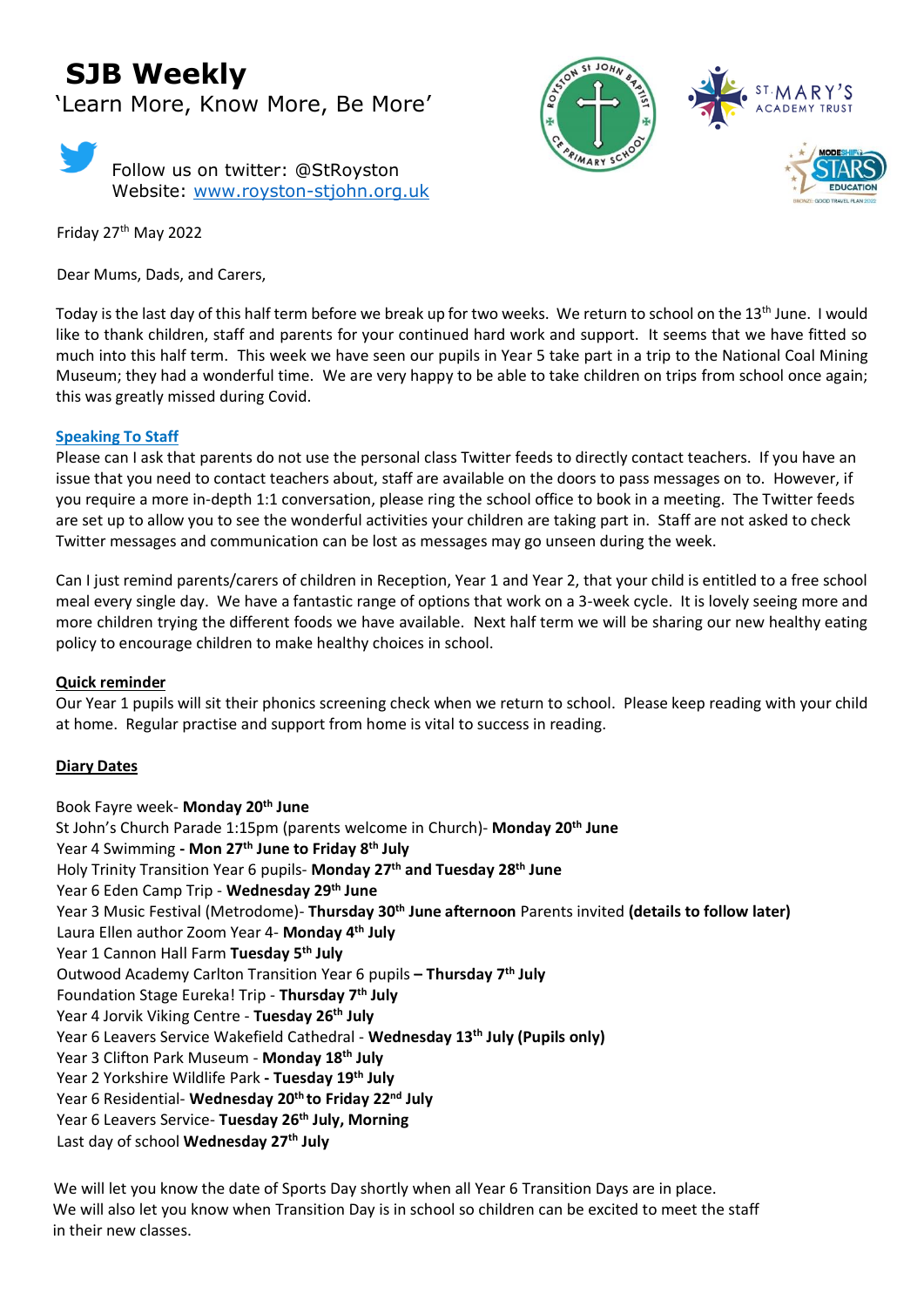# SJB Weekly

'Learn More, Know More, Be More'

Follow us on twitter: @StRoyston
Website: www.royston-stjohn.org.uk

Friday 27th May 2022

Dear Mums, Dads, and Carers,

Today is the last day of this half term before we break up for two weeks. We return to school on the 13th June. I would like to thank children, staff and parents for your continued hard work and support. It seems that we have fitted so much into this half term. This week we have seen our pupils in Year 5 take part in a trip to the National Coal Mining Museum; they had a wonderful time. We are very happy to be able to take children on trips from school once again; this was greatly missed during Covid.

## Speaking To Staff

Please can I ask that parents do not use the personal class Twitter feeds to directly contact teachers. If you have an issue that you need to contact teachers about, staff are available on the doors to pass messages on to. However, if you require a more in-depth 1:1 conversation, please ring the school office to book in a meeting. The Twitter feeds are set up to allow you to see the wonderful activities your children are taking part in. Staff are not asked to check Twitter messages and communication can be lost as messages may go unseen during the week.

Can I just remind parents/carers of children in Reception, Year 1 and Year 2, that your child is entitled to a free school meal every single day. We have a fantastic range of options that work on a 3-week cycle. It is lovely seeing more and more children trying the different foods we have available. Next half term we will be sharing our new healthy eating policy to encourage children to make healthy choices in school.

## Quick reminder

Our Year 1 pupils will sit their phonics screening check when we return to school. Please keep reading with your child at home. Regular practise and support from home is vital to success in reading.

## Diary Dates

Book Fayre week- **Monday 20th June**
St John's Church Parade 1:15pm (parents welcome in Church)- **Monday 20th June**
Year 4 Swimming **- Mon 27th June to Friday 8th July**
Holy Trinity Transition Year 6 pupils- **Monday 27th and Tuesday 28th June**
Year 6 Eden Camp Trip - **Wednesday 29th June**
Year 3 Music Festival (Metrodome)- **Thursday 30th June afternoon** Parents invited **(details to follow later)**
Laura Ellen author Zoom Year 4- **Monday 4th July**
Year 1 Cannon Hall Farm **Tuesday 5th July**
Outwood Academy Carlton Transition Year 6 pupils **– Thursday 7th July**
Foundation Stage Eureka! Trip - **Thursday 7th July**
Year 4 Jorvik Viking Centre - **Tuesday 26th July**
Year 6 Leavers Service Wakefield Cathedral - **Wednesday 13th July (Pupils only)**
Year 3 Clifton Park Museum - **Monday 18th July**
Year 2 Yorkshire Wildlife Park **- Tuesday 19th July**
Year 6 Residential- **Wednesday 20th to Friday 22nd July**
Year 6 Leavers Service- **Tuesday 26th July, Morning**
Last day of school **Wednesday 27th July**

We will let you know the date of Sports Day shortly when all Year 6 Transition Days are in place.
We will also let you know when Transition Day is in school so children can be excited to meet the staff in their new classes.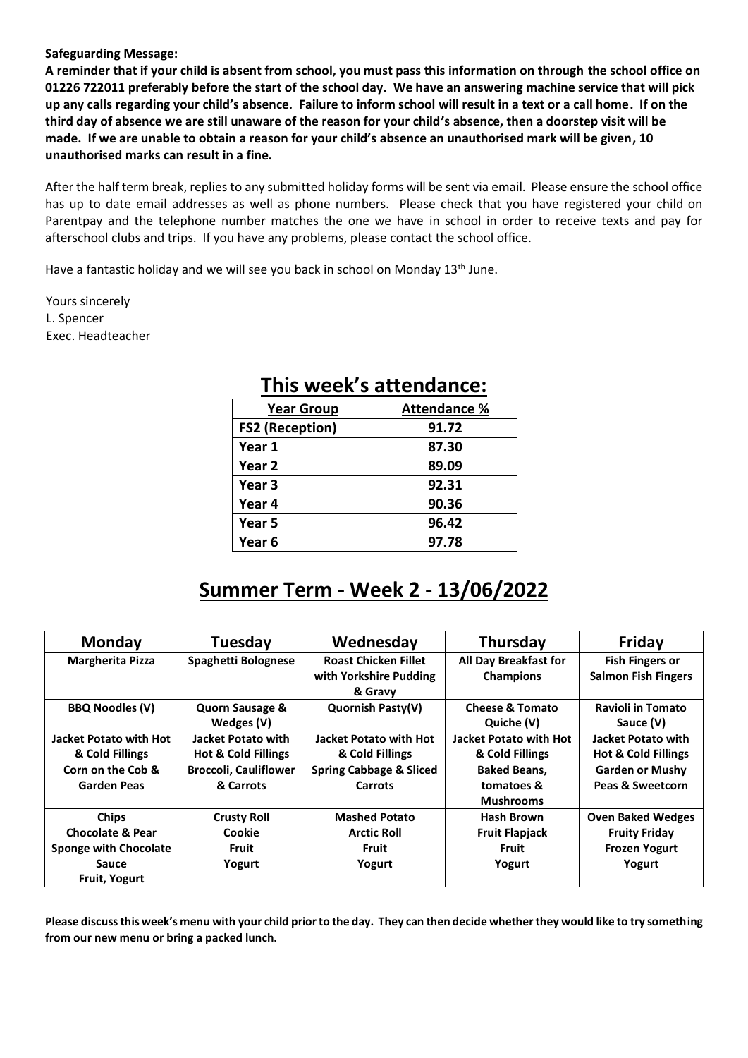**Safeguarding Message:**

**A reminder that if your child is absent from school, you must pass this information on through the school office on 01226 722011 preferably before the start of the school day. We have an answering machine service that will pick up any calls regarding your child's absence. Failure to inform school will result in a text or a call home. If on the third day of absence we are still unaware of the reason for your child's absence, then a doorstep visit will be made. If we are unable to obtain a reason for your child's absence an unauthorised mark will be given, 10 unauthorised marks can result in a fine.**

After the half term break, replies to any submitted holiday forms will be sent via email. Please ensure the school office has up to date email addresses as well as phone numbers. Please check that you have registered your child on Parentpay and the telephone number matches the one we have in school in order to receive texts and pay for afterschool clubs and trips. If you have any problems, please contact the school office.

Have a fantastic holiday and we will see you back in school on Monday 13th June.

Yours sincerely
L. Spencer
Exec. Headteacher

# This week's attendance:

| Year Group | Attendance % |
|---|---|
| FS2 (Reception) | 91.72 |
| Year 1 | 87.30 |
| Year 2 | 89.09 |
| Year 3 | 92.31 |
| Year 4 | 90.36 |
| Year 5 | 96.42 |
| Year 6 | 97.78 |

# Summer Term - Week 2 - 13/06/2022

| Monday | Tuesday | Wednesday | Thursday | Friday |
|---|---|---|---|---|
| **Margherita Pizza** | **Spaghetti Bolognese** | **Roast Chicken Fillet with Yorkshire Pudding & Gravy** | **All Day Breakfast for Champions** | **Fish Fingers or Salmon Fish Fingers** |
| **BBQ Noodles (V)** | **Quorn Sausage & Wedges (V)** | **Quornish Pasty(V)** | **Cheese & Tomato Quiche (V)** | **Ravioli in Tomato Sauce (V)** |
| **Jacket Potato with Hot & Cold Fillings** | **Jacket Potato with Hot & Cold Fillings** | **Jacket Potato with Hot & Cold Fillings** | **Jacket Potato with Hot & Cold Fillings** | **Jacket Potato with Hot & Cold Fillings** |
| **Corn on the Cob & Garden Peas** | **Broccoli, Cauliflower & Carrots** | **Spring Cabbage & Sliced Carrots** | **Baked Beans, tomatoes & Mushrooms** | **Garden or Mushy Peas & Sweetcorn** |
| **Chips** | **Crusty Roll** | **Mashed Potato** | **Hash Brown** | **Oven Baked Wedges** |
| **Chocolate & Pear Sponge with Chocolate Sauce Fruit, Yogurt** | **Cookie Fruit Yogurt** | **Arctic Roll Fruit Yogurt** | **Fruit Flapjack Fruit Yogurt** | **Fruity Friday Frozen Yogurt Yogurt** |

**Please discuss this week's menu with your child prior to the day. They can then decide whether they would like to try something from our new menu or bring a packed lunch.**